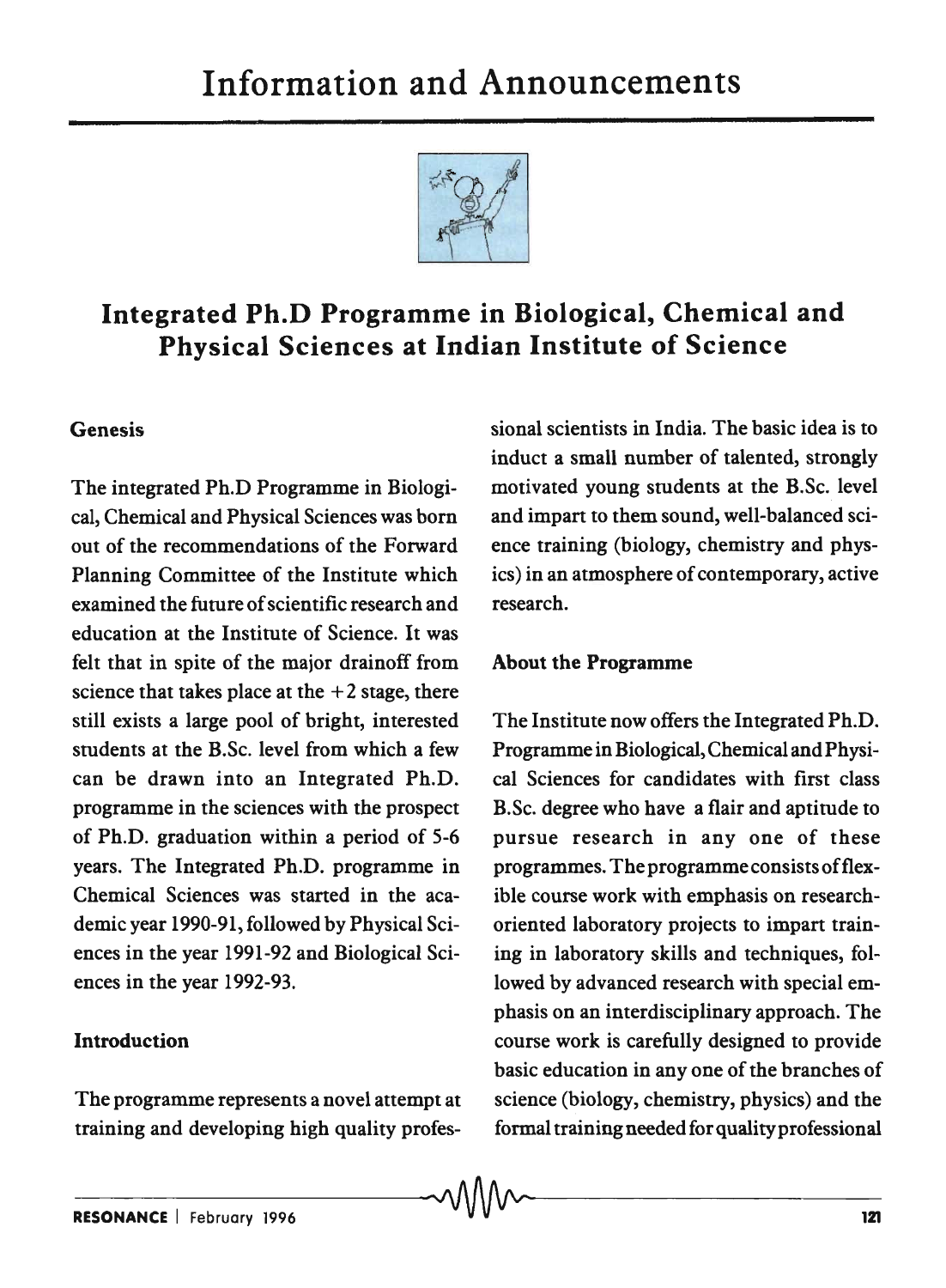# Information and Announcements

## Integrated Ph.D Programme in Biological, Chemical and Physical Sciences at Indian Institute of Science

### Genesis

The integrated Ph.D Programme in Biological, Chemical and Physical Sciences was born out of the recommendations of the Forward Planning Committee of the Institute which examined the future of scientific research and education at the Institute of Science. It was felt that in spite of the major drainoff from science that takes place at the +2 stage, there still exists a large pool of bright, interested students at the B.Sc. level from which a few can be drawn into an Integrated Ph.D. programme in the sciences with the prospect of Ph.D. graduation within a period of 5-6 years. The Integrated Ph.D. programme in Chemical Sciences was started in the academic year 1990-91, followed by Physical Sciences in the year 1991-92 and Biological Sciences in the year 1992-93.

### Introduction

The programme represents a novel attempt at training and developing high quality professional scientists in India. The basic idea is to induct a small number of talented, strongly motivated young students at the B.Sc. level and impart to them sound, well-balanced science training (biology, chemistry and physics) in an atmosphere of contemporary, active research.

### About the Programme

The Institute now offers the Integrated Ph.D. Programme in Biological, Chemical and Physical Sciences for candidates with first class B.Sc. degree who have a flair and aptitude to pursue research in any one of these programmes. The programme consists of flexible course work with emphasis on research-oriented laboratory projects to impart training in laboratory skills and techniques, followed by advanced research with special emphasis on an interdisciplinary approach. The course work is carefully designed to provide basic education in any one of the branches of science (biology, chemistry, physics) and the formal training needed for quality professional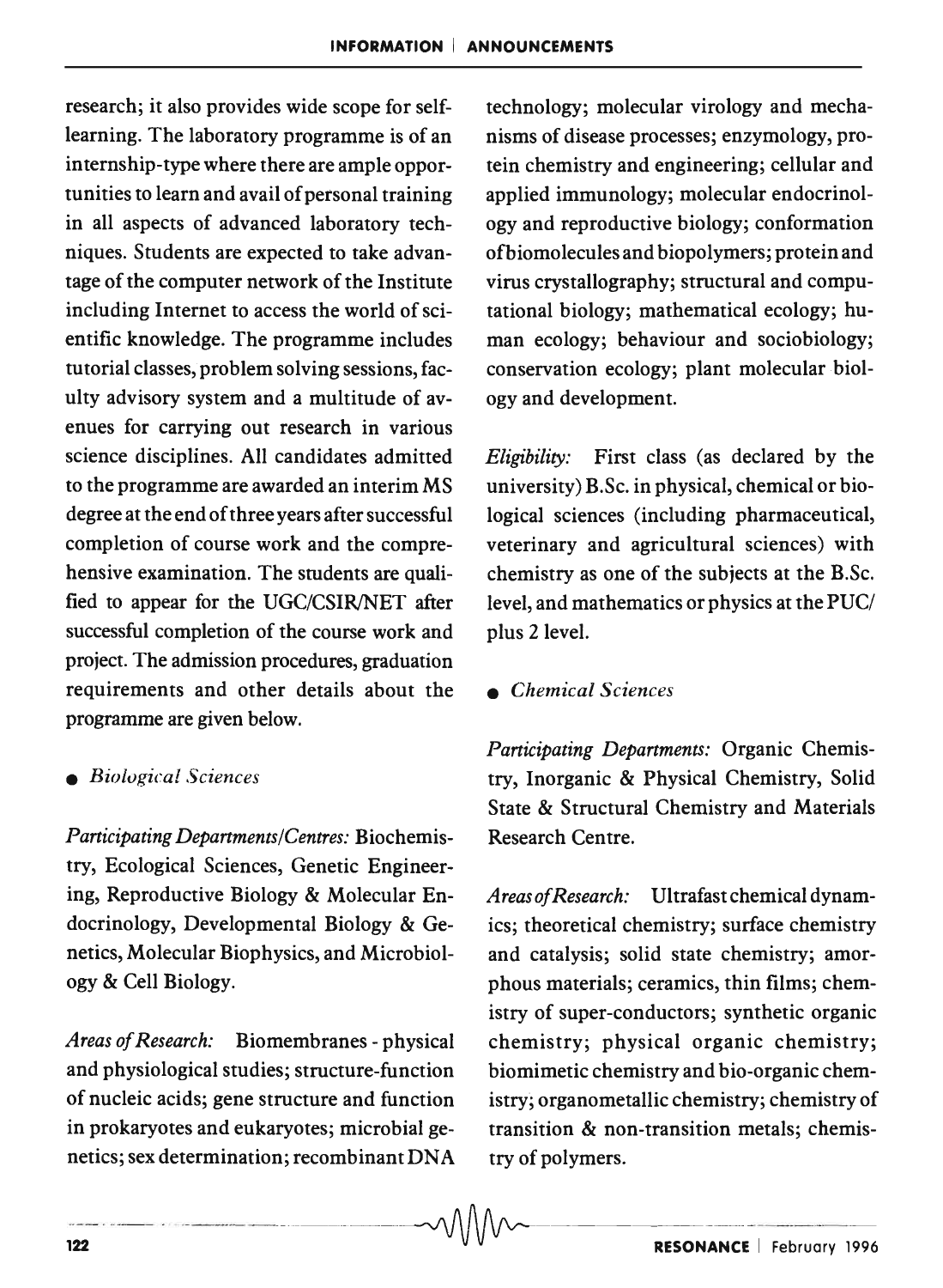research; it also provides wide scope for self-learning. The laboratory programme is of an internship-type where there are ample opportunities to learn and avail of personal training in all aspects of advanced laboratory techniques. Students are expected to take advantage of the computer network of the Institute including Internet to access the world of scientific knowledge. The programme includes tutorial classes, problem solving sessions, faculty advisory system and a multitude of avenues for carrying out research in various science disciplines. All candidates admitted to the programme are awarded an interim MS degree at the end of three years after successful completion of course work and the comprehensive examination. The students are qualified to appear for the UGC/CSIR/NET after successful completion of the course work and project. The admission procedures, graduation requirements and other details about the programme are given below.

- *Biological Sciences*

*Participating Departments/Centres:* Biochemistry, Ecological Sciences, Genetic Engineering, Reproductive Biology & Molecular Endocrinology, Developmental Biology & Genetics, Molecular Biophysics, and Microbiology & Cell Biology.

*Areas of Research:* Biomembranes - physical and physiological studies; structure-function of nucleic acids; gene structure and function in prokaryotes and eukaryotes; microbial genetics; sex determination; recombinant DNA technology; molecular virology and mechanisms of disease processes; enzymology, protein chemistry and engineering; cellular and applied immunology; molecular endocrinology and reproductive biology; conformation of biomolecules and biopolymers; protein and virus crystallography; structural and computational biology; mathematical ecology; human ecology; behaviour and sociobiology; conservation ecology; plant molecular biology and development.

*Eligibility:* First class (as declared by the university) B.Sc. in physical, chemical or biological sciences (including pharmaceutical, veterinary and agricultural sciences) with chemistry as one of the subjects at the B.Sc. level, and mathematics or physics at the PUC/ plus 2 level.

- *Chemical Sciences*

*Participating Departments:* Organic Chemistry, Inorganic & Physical Chemistry, Solid State & Structural Chemistry and Materials Research Centre.

*Areas of Research:* Ultrafast chemical dynamics; theoretical chemistry; surface chemistry and catalysis; solid state chemistry; amorphous materials; ceramics, thin films; chemistry of super-conductors; synthetic organic chemistry; physical organic chemistry; biomimetic chemistry and bio-organic chemistry; organometallic chemistry; chemistry of transition & non-transition metals; chemistry of polymers.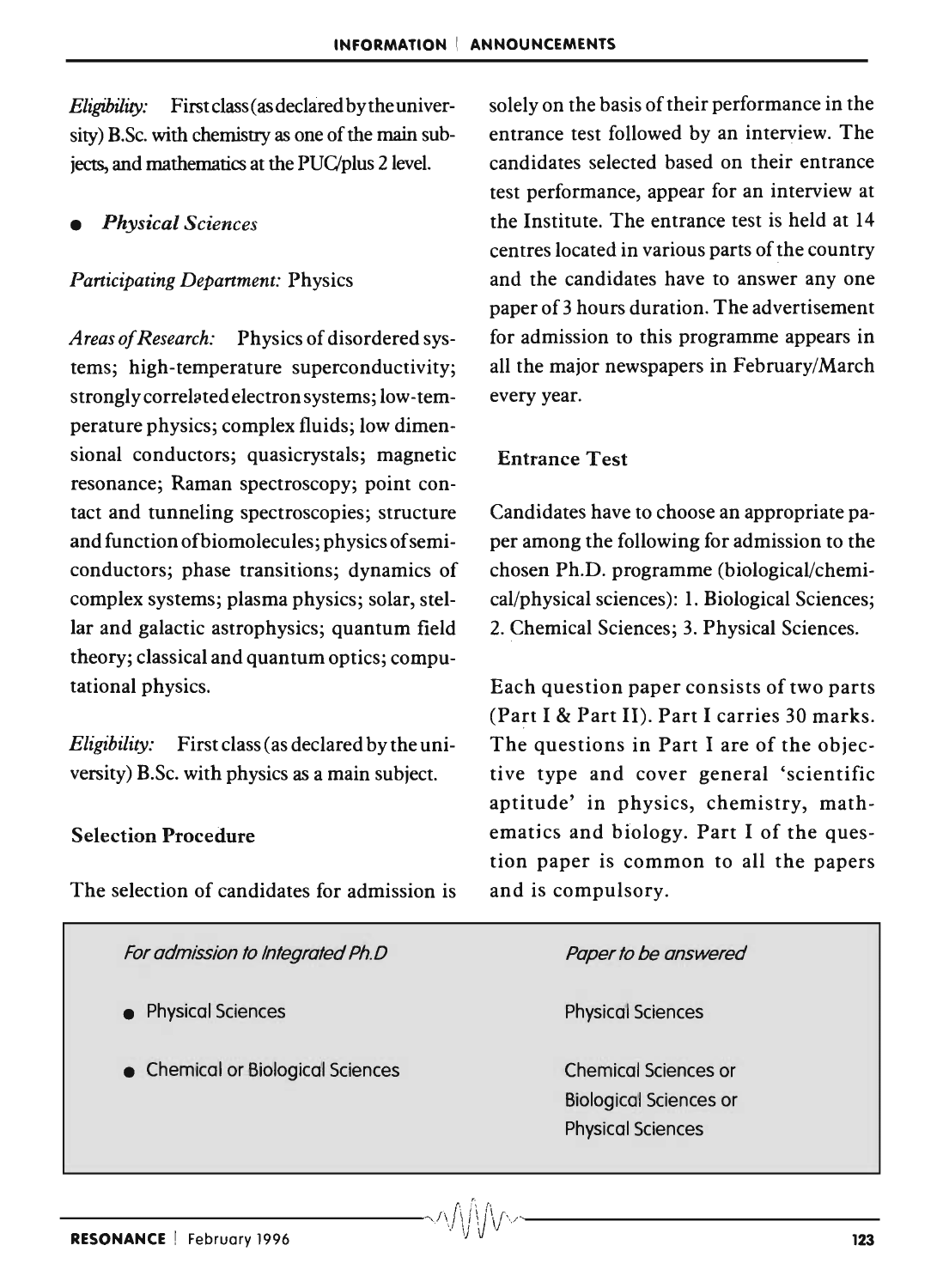*Eligibility:* First class (as declared by the university) B.Sc. with chemistry as one of the main subjects, and mathematics at the PUC/plus 2 level.

- *Physical Sciences*

*Participating Department:* Physics

*Areas of Research:* Physics of disordered systems; high-temperature superconductivity; strongly correlated electron systems; low-temperature physics; complex fluids; low dimensional conductors; quasicrystals; magnetic resonance; Raman spectroscopy; point contact and tunneling spectroscopies; structure and function of biomolecules; physics of semiconductors; phase transitions; dynamics of complex systems; plasma physics; solar, stellar and galactic astrophysics; quantum field theory; classical and quantum optics; computational physics.

*Eligibility:* First class (as declared by the university) B.Sc. with physics as a main subject.

### Selection Procedure

The selection of candidates for admission is solely on the basis of their performance in the entrance test followed by an interview. The candidates selected based on their entrance test performance, appear for an interview at the Institute. The entrance test is held at 14 centres located in various parts of the country and the candidates have to answer any one paper of 3 hours duration. The advertisement for admission to this programme appears in all the major newspapers in February/March every year.

### Entrance Test

Candidates have to choose an appropriate paper among the following for admission to the chosen Ph.D. programme (biological/chemical/physical sciences): 1. Biological Sciences; 2. Chemical Sciences; 3. Physical Sciences.

Each question paper consists of two parts (Part I & Part II). Part I carries 30 marks. The questions in Part I are of the objective type and cover general 'scientific aptitude' in physics, chemistry, mathematics and biology. Part I of the question paper is common to all the papers and is compulsory.

| *For admission to Integrated Ph.D* | *Paper to be answered* |
|---|---|
| • Physical Sciences | Physical Sciences |
| • Chemical or Biological Sciences | Chemical Sciences or Biological Sciences or Physical Sciences |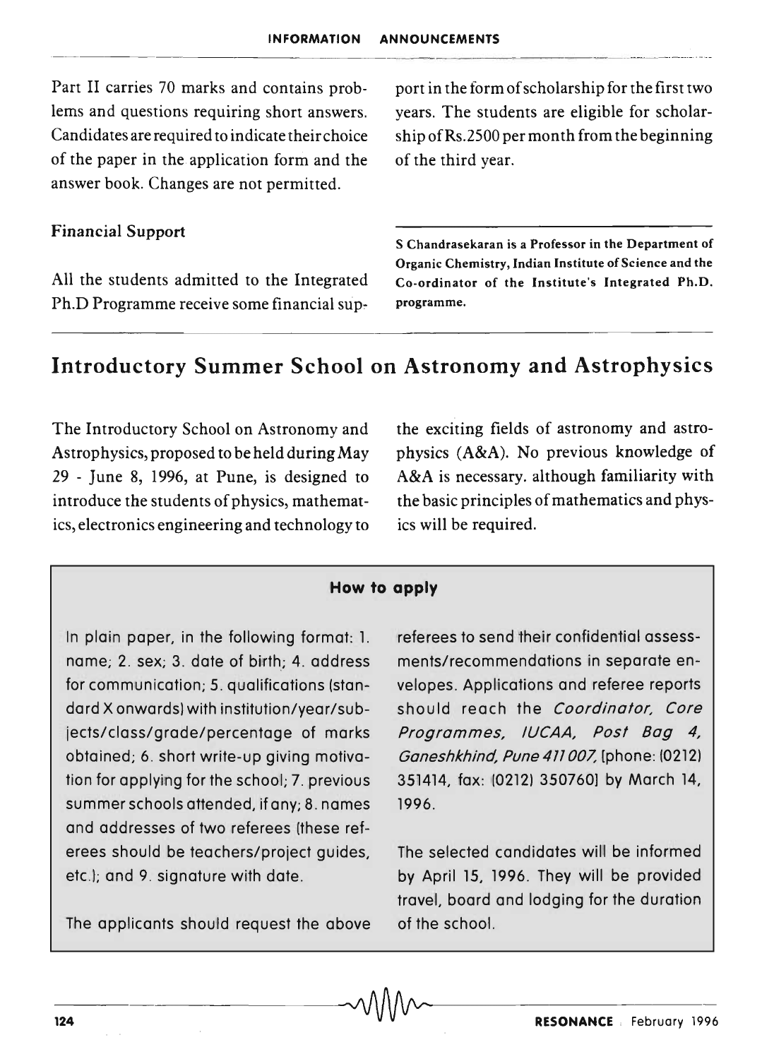Part II carries 70 marks and contains problems and questions requiring short answers. Candidates are required to indicate their choice of the paper in the application form and the answer book. Changes are not permitted.

### Financial Support

All the students admitted to the Integrated Ph.D Programme receive some financial support in the form of scholarship for the first two years. The students are eligible for scholarship of Rs.2500 per month from the beginning of the third year.

**S Chandrasekaran is a Professor in the Department of Organic Chemistry, Indian Institute of Science and the Co-ordinator of the Institute's Integrated Ph.D. programme.**

## Introductory Summer School on Astronomy and Astrophysics

The Introductory School on Astronomy and Astrophysics, proposed to be held during May 29 - June 8, 1996, at Pune, is designed to introduce the students of physics, mathematics, electronics engineering and technology to the exciting fields of astronomy and astrophysics (A&A). No previous knowledge of A&A is necessary. although familiarity with the basic principles of mathematics and physics will be required.

### How to apply

In plain paper, in the following format: 1. name; 2. sex; 3. date of birth; 4. address for communication; 5. qualifications (standard X onwards) with institution/year/subjects/class/grade/percentage of marks obtained; 6. short write-up giving motivation for applying for the school; 7. previous summer schools attended, if any; 8. names and addresses of two referees (these referees should be teachers/project guides, etc.); and 9. signature with date.

The applicants should request the above referees to send their confidential assessments/recommendations in separate envelopes. Applications and referee reports should reach the *Coordinator, Core Programmes, IUCAA, Post Bag 4, Ganeshkhind, Pune 411 007,* (phone: (0212) 351414, fax: (0212) 350760) by March 14, 1996.

The selected candidates will be informed by April 15, 1996. They will be provided travel, board and lodging for the duration of the school.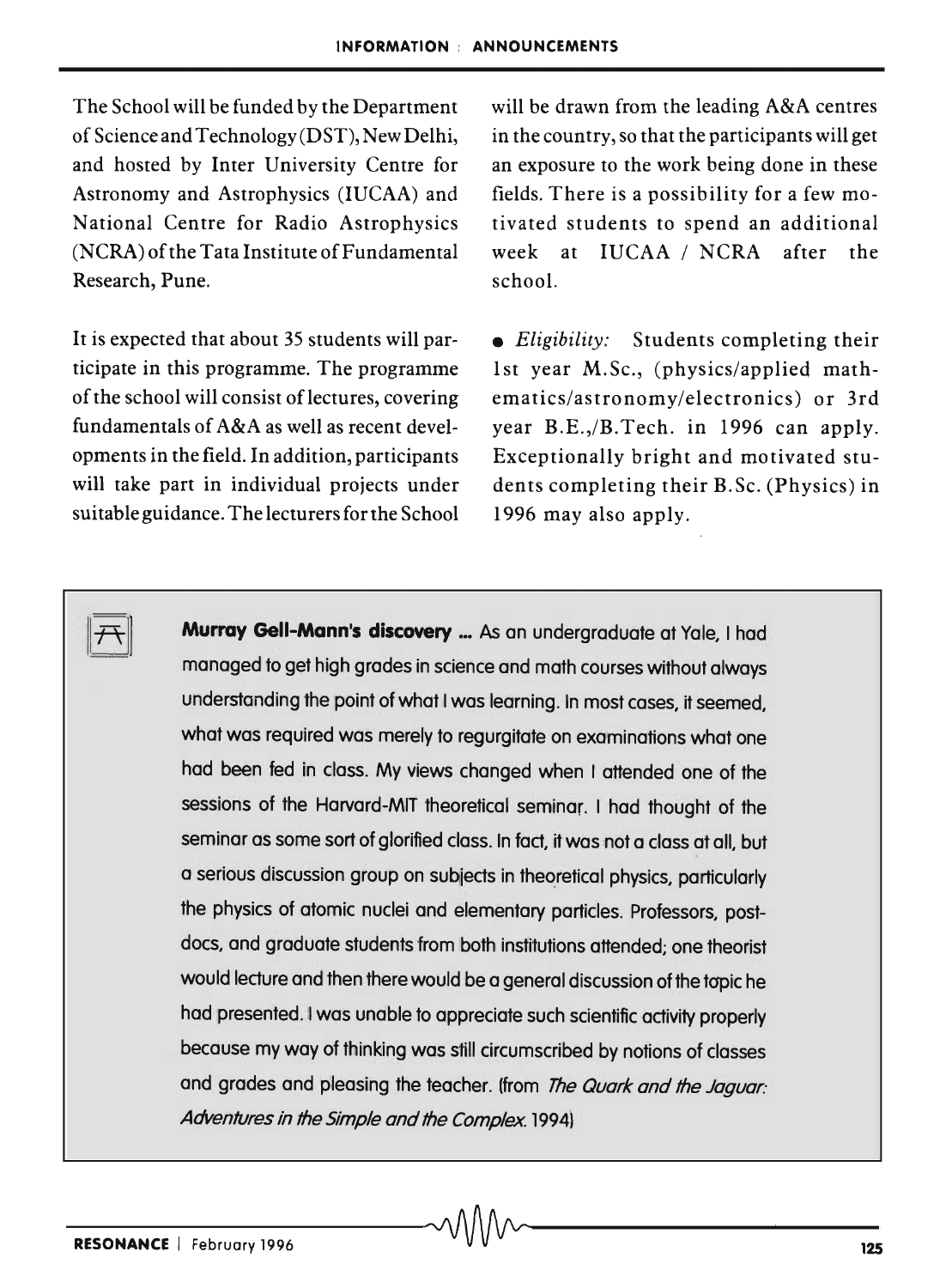The School will be funded by the Department of Science and Technology (DST), New Delhi, and hosted by Inter University Centre for Astronomy and Astrophysics (IUCAA) and National Centre for Radio Astrophysics (NCRA) of the Tata Institute of Fundamental Research, Pune.

It is expected that about 35 students will participate in this programme. The programme of the school will consist of lectures, covering fundamentals of A&A as well as recent developments in the field. In addition, participants will take part in individual projects under suitable guidance. The lecturers for the School will be drawn from the leading A&A centres in the country, so that the participants will get an exposure to the work being done in these fields. There is a possibility for a few motivated students to spend an additional week at IUCAA / NCRA after the school.

- *Eligibility:* Students completing their 1st year M.Sc., (physics/applied mathematics/astronomy/electronics) or 3rd year B.E.,/B.Tech. in 1996 can apply. Exceptionally bright and motivated students completing their B.Sc. (Physics) in 1996 may also apply.

**Murray Gell-Mann's discovery ...** As an undergraduate at Yale, I had managed to get high grades in science and math courses without always understanding the point of what I was learning. In most cases, it seemed, what was required was merely to regurgitate on examinations what one had been fed in class. My views changed when I attended one of the sessions of the Harvard-MIT theoretical seminar. I had thought of the seminar as some sort of glorified class. In fact, it was not a class at all, but a serious discussion group on subjects in theoretical physics, particularly the physics of atomic nuclei and elementary particles. Professors, post-docs, and graduate students from both institutions attended; one theorist would lecture and then there would be a general discussion of the topic he had presented. I was unable to appreciate such scientific activity properly because my way of thinking was still circumscribed by notions of classes and grades and pleasing the teacher. (from *The Quark and the Jaguar: Adventures in the Simple and the Complex*. 1994)